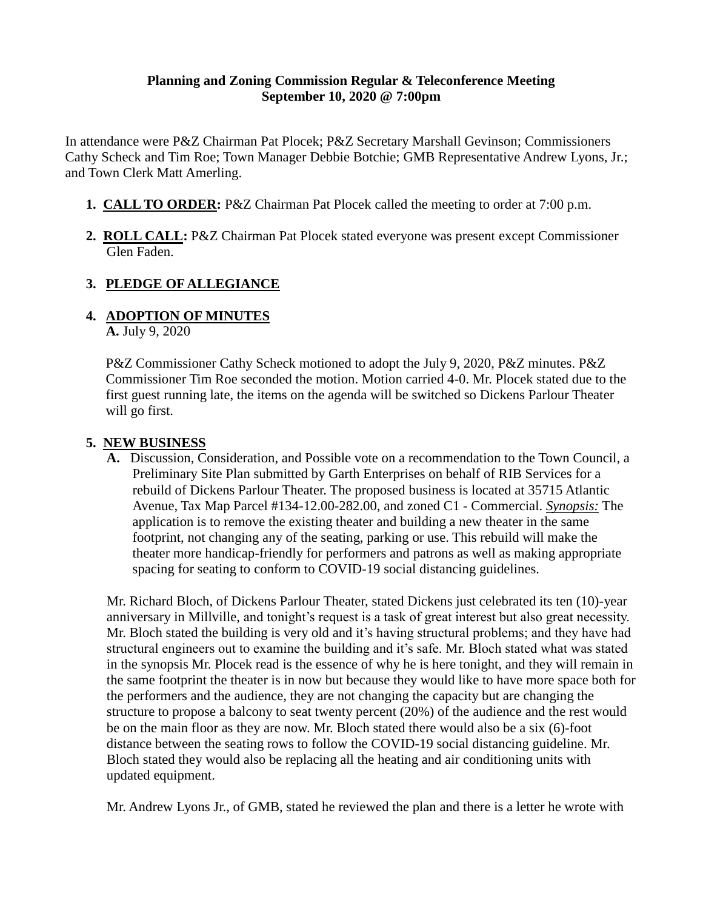**Planning and Zoning Commission Regular & Teleconference Meeting**
**September 10, 2020 @ 7:00pm**

In attendance were P&Z Chairman Pat Plocek; P&Z Secretary Marshall Gevinson; Commissioners Cathy Scheck and Tim Roe; Town Manager Debbie Botchie; GMB Representative Andrew Lyons, Jr.; and Town Clerk Matt Amerling.

1. **CALL TO ORDER:** P&Z Chairman Pat Plocek called the meeting to order at 7:00 p.m.

2. **ROLL CALL:** P&Z Chairman Pat Plocek stated everyone was present except Commissioner Glen Faden.

3. **PLEDGE OF ALLEGIANCE**

4. **ADOPTION OF MINUTES**

   **A.** July 9, 2020

   P&Z Commissioner Cathy Scheck motioned to adopt the July 9, 2020, P&Z minutes. P&Z Commissioner Tim Roe seconded the motion. Motion carried 4-0. Mr. Plocek stated due to the first guest running late, the items on the agenda will be switched so Dickens Parlour Theater will go first.

5. **NEW BUSINESS**

   **A.** Discussion, Consideration, and Possible vote on a recommendation to the Town Council, a Preliminary Site Plan submitted by Garth Enterprises on behalf of RIB Services for a rebuild of Dickens Parlour Theater. The proposed business is located at 35715 Atlantic Avenue, Tax Map Parcel #134-12.00-282.00, and zoned C1 - Commercial. ***Synopsis:*** The application is to remove the existing theater and building a new theater in the same footprint, not changing any of the seating, parking or use. This rebuild will make the theater more handicap-friendly for performers and patrons as well as making appropriate spacing for seating to conform to COVID-19 social distancing guidelines.

   Mr. Richard Bloch, of Dickens Parlour Theater, stated Dickens just celebrated its ten (10)-year anniversary in Millville, and tonight's request is a task of great interest but also great necessity. Mr. Bloch stated the building is very old and it's having structural problems; and they have had structural engineers out to examine the building and it's safe. Mr. Bloch stated what was stated in the synopsis Mr. Plocek read is the essence of why he is here tonight, and they will remain in the same footprint the theater is in now but because they would like to have more space both for the performers and the audience, they are not changing the capacity but are changing the structure to propose a balcony to seat twenty percent (20%) of the audience and the rest would be on the main floor as they are now. Mr. Bloch stated there would also be a six (6)-foot distance between the seating rows to follow the COVID-19 social distancing guideline. Mr. Bloch stated they would also be replacing all the heating and air conditioning units with updated equipment.

   Mr. Andrew Lyons Jr., of GMB, stated he reviewed the plan and there is a letter he wrote with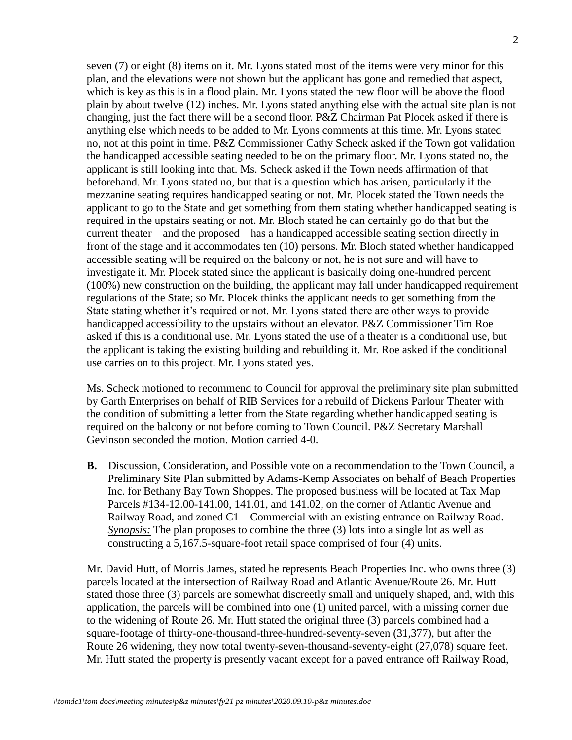seven (7) or eight (8) items on it. Mr. Lyons stated most of the items were very minor for this plan, and the elevations were not shown but the applicant has gone and remedied that aspect, which is key as this is in a flood plain. Mr. Lyons stated the new floor will be above the flood plain by about twelve (12) inches. Mr. Lyons stated anything else with the actual site plan is not changing, just the fact there will be a second floor. P&Z Chairman Pat Plocek asked if there is anything else which needs to be added to Mr. Lyons comments at this time. Mr. Lyons stated no, not at this point in time. P&Z Commissioner Cathy Scheck asked if the Town got validation the handicapped accessible seating needed to be on the primary floor. Mr. Lyons stated no, the applicant is still looking into that. Ms. Scheck asked if the Town needs affirmation of that beforehand. Mr. Lyons stated no, but that is a question which has arisen, particularly if the mezzanine seating requires handicapped seating or not. Mr. Plocek stated the Town needs the applicant to go to the State and get something from them stating whether handicapped seating is required in the upstairs seating or not. Mr. Bloch stated he can certainly go do that but the current theater – and the proposed – has a handicapped accessible seating section directly in front of the stage and it accommodates ten (10) persons. Mr. Bloch stated whether handicapped accessible seating will be required on the balcony or not, he is not sure and will have to investigate it. Mr. Plocek stated since the applicant is basically doing one-hundred percent (100%) new construction on the building, the applicant may fall under handicapped requirement regulations of the State; so Mr. Plocek thinks the applicant needs to get something from the State stating whether it's required or not. Mr. Lyons stated there are other ways to provide handicapped accessibility to the upstairs without an elevator. P&Z Commissioner Tim Roe asked if this is a conditional use. Mr. Lyons stated the use of a theater is a conditional use, but the applicant is taking the existing building and rebuilding it. Mr. Roe asked if the conditional use carries on to this project. Mr. Lyons stated yes.

Ms. Scheck motioned to recommend to Council for approval the preliminary site plan submitted by Garth Enterprises on behalf of RIB Services for a rebuild of Dickens Parlour Theater with the condition of submitting a letter from the State regarding whether handicapped seating is required on the balcony or not before coming to Town Council. P&Z Secretary Marshall Gevinson seconded the motion. Motion carried 4-0.

**B.** Discussion, Consideration, and Possible vote on a recommendation to the Town Council, a Preliminary Site Plan submitted by Adams-Kemp Associates on behalf of Beach Properties Inc. for Bethany Bay Town Shoppes. The proposed business will be located at Tax Map Parcels #134-12.00-141.00, 141.01, and 141.02, on the corner of Atlantic Avenue and Railway Road, and zoned C1 – Commercial with an existing entrance on Railway Road. ***Synopsis:*** The plan proposes to combine the three (3) lots into a single lot as well as constructing a 5,167.5-square-foot retail space comprised of four (4) units.

Mr. David Hutt, of Morris James, stated he represents Beach Properties Inc. who owns three (3) parcels located at the intersection of Railway Road and Atlantic Avenue/Route 26. Mr. Hutt stated those three (3) parcels are somewhat discreetly small and uniquely shaped, and, with this application, the parcels will be combined into one (1) united parcel, with a missing corner due to the widening of Route 26. Mr. Hutt stated the original three (3) parcels combined had a square-footage of thirty-one-thousand-three-hundred-seventy-seven (31,377), but after the Route 26 widening, they now total twenty-seven-thousand-seventy-eight (27,078) square feet. Mr. Hutt stated the property is presently vacant except for a paved entrance off Railway Road,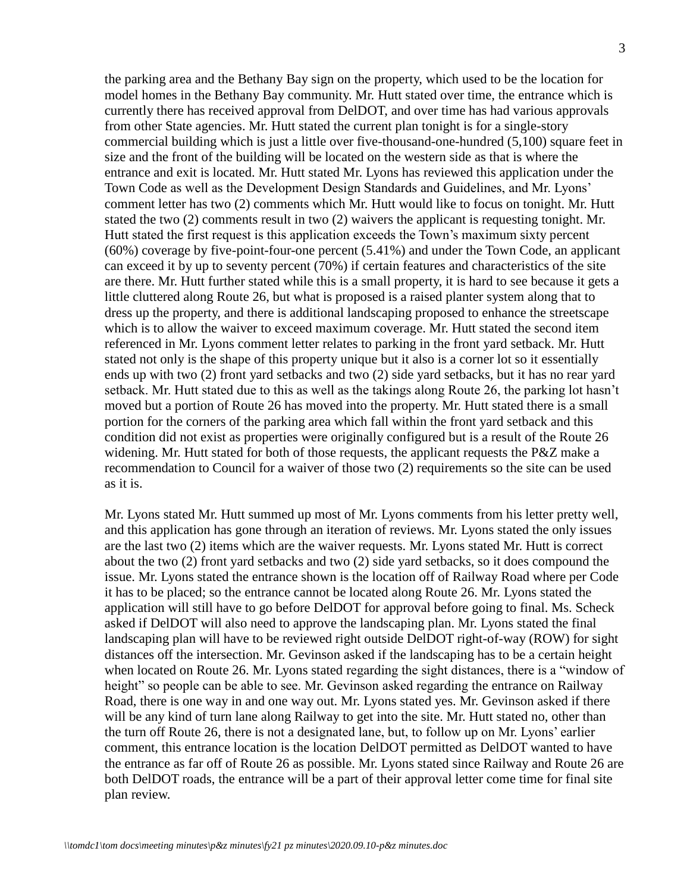the parking area and the Bethany Bay sign on the property, which used to be the location for model homes in the Bethany Bay community. Mr. Hutt stated over time, the entrance which is currently there has received approval from DelDOT, and over time has had various approvals from other State agencies. Mr. Hutt stated the current plan tonight is for a single-story commercial building which is just a little over five-thousand-one-hundred (5,100) square feet in size and the front of the building will be located on the western side as that is where the entrance and exit is located. Mr. Hutt stated Mr. Lyons has reviewed this application under the Town Code as well as the Development Design Standards and Guidelines, and Mr. Lyons' comment letter has two (2) comments which Mr. Hutt would like to focus on tonight. Mr. Hutt stated the two (2) comments result in two (2) waivers the applicant is requesting tonight. Mr. Hutt stated the first request is this application exceeds the Town's maximum sixty percent (60%) coverage by five-point-four-one percent (5.41%) and under the Town Code, an applicant can exceed it by up to seventy percent (70%) if certain features and characteristics of the site are there. Mr. Hutt further stated while this is a small property, it is hard to see because it gets a little cluttered along Route 26, but what is proposed is a raised planter system along that to dress up the property, and there is additional landscaping proposed to enhance the streetscape which is to allow the waiver to exceed maximum coverage. Mr. Hutt stated the second item referenced in Mr. Lyons comment letter relates to parking in the front yard setback. Mr. Hutt stated not only is the shape of this property unique but it also is a corner lot so it essentially ends up with two (2) front yard setbacks and two (2) side yard setbacks, but it has no rear yard setback. Mr. Hutt stated due to this as well as the takings along Route 26, the parking lot hasn't moved but a portion of Route 26 has moved into the property. Mr. Hutt stated there is a small portion for the corners of the parking area which fall within the front yard setback and this condition did not exist as properties were originally configured but is a result of the Route 26 widening. Mr. Hutt stated for both of those requests, the applicant requests the P&Z make a recommendation to Council for a waiver of those two (2) requirements so the site can be used as it is.

Mr. Lyons stated Mr. Hutt summed up most of Mr. Lyons comments from his letter pretty well, and this application has gone through an iteration of reviews. Mr. Lyons stated the only issues are the last two (2) items which are the waiver requests. Mr. Lyons stated Mr. Hutt is correct about the two (2) front yard setbacks and two (2) side yard setbacks, so it does compound the issue. Mr. Lyons stated the entrance shown is the location off of Railway Road where per Code it has to be placed; so the entrance cannot be located along Route 26. Mr. Lyons stated the application will still have to go before DelDOT for approval before going to final. Ms. Scheck asked if DelDOT will also need to approve the landscaping plan. Mr. Lyons stated the final landscaping plan will have to be reviewed right outside DelDOT right-of-way (ROW) for sight distances off the intersection. Mr. Gevinson asked if the landscaping has to be a certain height when located on Route 26. Mr. Lyons stated regarding the sight distances, there is a "window of height" so people can be able to see. Mr. Gevinson asked regarding the entrance on Railway Road, there is one way in and one way out. Mr. Lyons stated yes. Mr. Gevinson asked if there will be any kind of turn lane along Railway to get into the site. Mr. Hutt stated no, other than the turn off Route 26, there is not a designated lane, but, to follow up on Mr. Lyons' earlier comment, this entrance location is the location DelDOT permitted as DelDOT wanted to have the entrance as far off of Route 26 as possible. Mr. Lyons stated since Railway and Route 26 are both DelDOT roads, the entrance will be a part of their approval letter come time for final site plan review.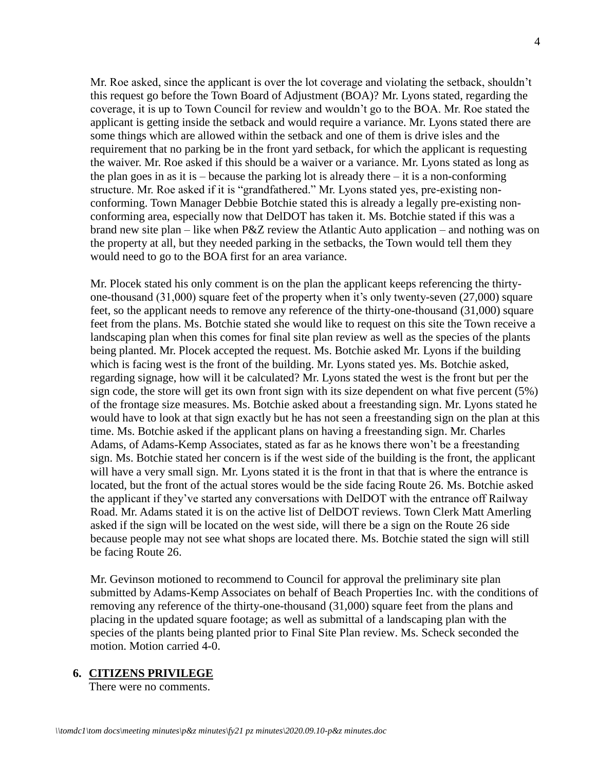Mr. Roe asked, since the applicant is over the lot coverage and violating the setback, shouldn't this request go before the Town Board of Adjustment (BOA)? Mr. Lyons stated, regarding the coverage, it is up to Town Council for review and wouldn't go to the BOA. Mr. Roe stated the applicant is getting inside the setback and would require a variance. Mr. Lyons stated there are some things which are allowed within the setback and one of them is drive isles and the requirement that no parking be in the front yard setback, for which the applicant is requesting the waiver. Mr. Roe asked if this should be a waiver or a variance. Mr. Lyons stated as long as the plan goes in as it is – because the parking lot is already there – it is a non-conforming structure. Mr. Roe asked if it is "grandfathered." Mr. Lyons stated yes, pre-existing non-conforming. Town Manager Debbie Botchie stated this is already a legally pre-existing non-conforming area, especially now that DelDOT has taken it. Ms. Botchie stated if this was a brand new site plan – like when P&Z review the Atlantic Auto application – and nothing was on the property at all, but they needed parking in the setbacks, the Town would tell them they would need to go to the BOA first for an area variance.

Mr. Plocek stated his only comment is on the plan the applicant keeps referencing the thirty-one-thousand (31,000) square feet of the property when it's only twenty-seven (27,000) square feet, so the applicant needs to remove any reference of the thirty-one-thousand (31,000) square feet from the plans. Ms. Botchie stated she would like to request on this site the Town receive a landscaping plan when this comes for final site plan review as well as the species of the plants being planted. Mr. Plocek accepted the request. Ms. Botchie asked Mr. Lyons if the building which is facing west is the front of the building. Mr. Lyons stated yes. Ms. Botchie asked, regarding signage, how will it be calculated? Mr. Lyons stated the west is the front but per the sign code, the store will get its own front sign with its size dependent on what five percent (5%) of the frontage size measures. Ms. Botchie asked about a freestanding sign. Mr. Lyons stated he would have to look at that sign exactly but he has not seen a freestanding sign on the plan at this time. Ms. Botchie asked if the applicant plans on having a freestanding sign. Mr. Charles Adams, of Adams-Kemp Associates, stated as far as he knows there won't be a freestanding sign. Ms. Botchie stated her concern is if the west side of the building is the front, the applicant will have a very small sign. Mr. Lyons stated it is the front in that that is where the entrance is located, but the front of the actual stores would be the side facing Route 26. Ms. Botchie asked the applicant if they've started any conversations with DelDOT with the entrance off Railway Road. Mr. Adams stated it is on the active list of DelDOT reviews. Town Clerk Matt Amerling asked if the sign will be located on the west side, will there be a sign on the Route 26 side because people may not see what shops are located there. Ms. Botchie stated the sign will still be facing Route 26.

Mr. Gevinson motioned to recommend to Council for approval the preliminary site plan submitted by Adams-Kemp Associates on behalf of Beach Properties Inc. with the conditions of removing any reference of the thirty-one-thousand (31,000) square feet from the plans and placing in the updated square footage; as well as submittal of a landscaping plan with the species of the plants being planted prior to Final Site Plan review. Ms. Scheck seconded the motion. Motion carried 4-0.

## 6. CITIZENS PRIVILEGE

There were no comments.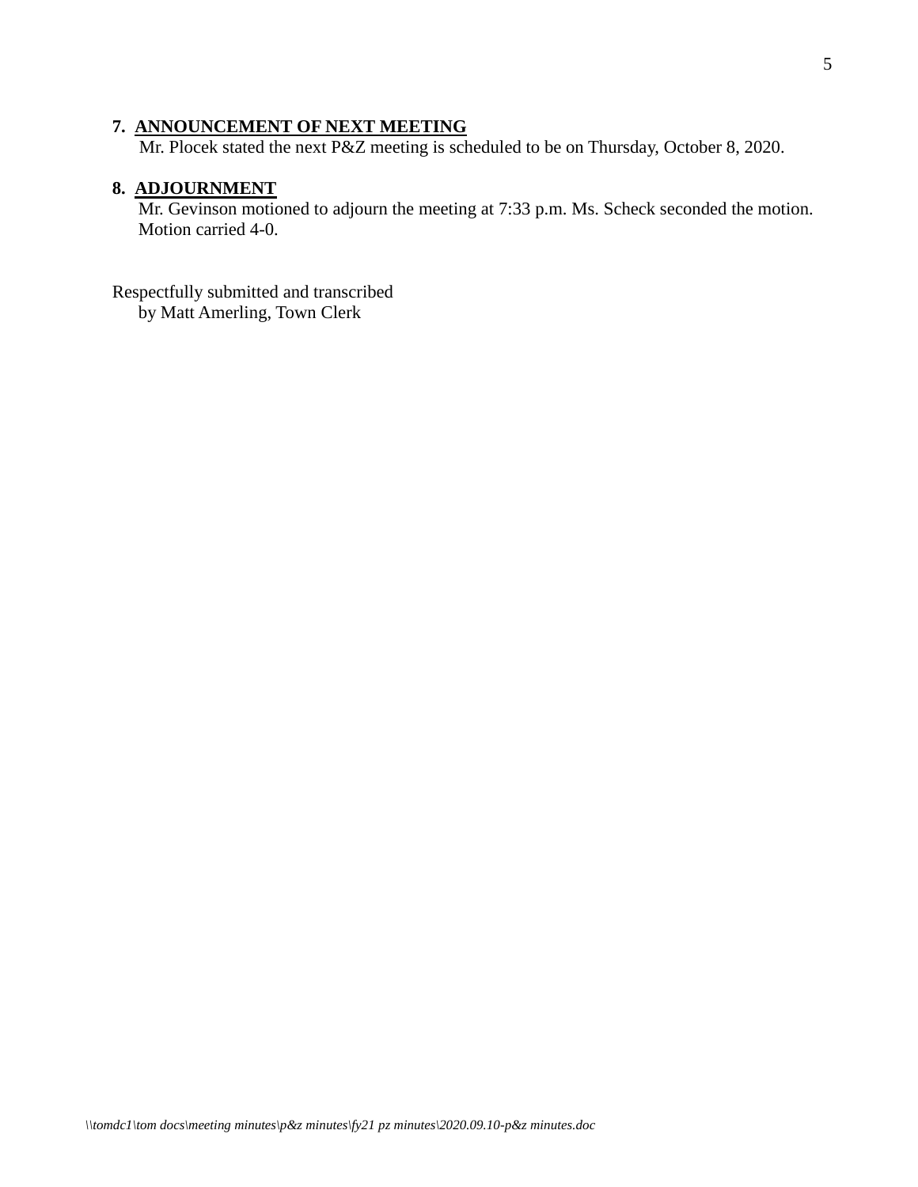**7. ANNOUNCEMENT OF NEXT MEETING**

Mr. Plocek stated the next P&Z meeting is scheduled to be on Thursday, October 8, 2020.

**8. ADJOURNMENT**

Mr. Gevinson motioned to adjourn the meeting at 7:33 p.m. Ms. Scheck seconded the motion. Motion carried 4-0.

Respectfully submitted and transcribed
by Matt Amerling, Town Clerk

*\\tomdc1\tom docs\meeting minutes\p&z minutes\fy21 pz minutes\2020.09.10-p&z minutes.doc*